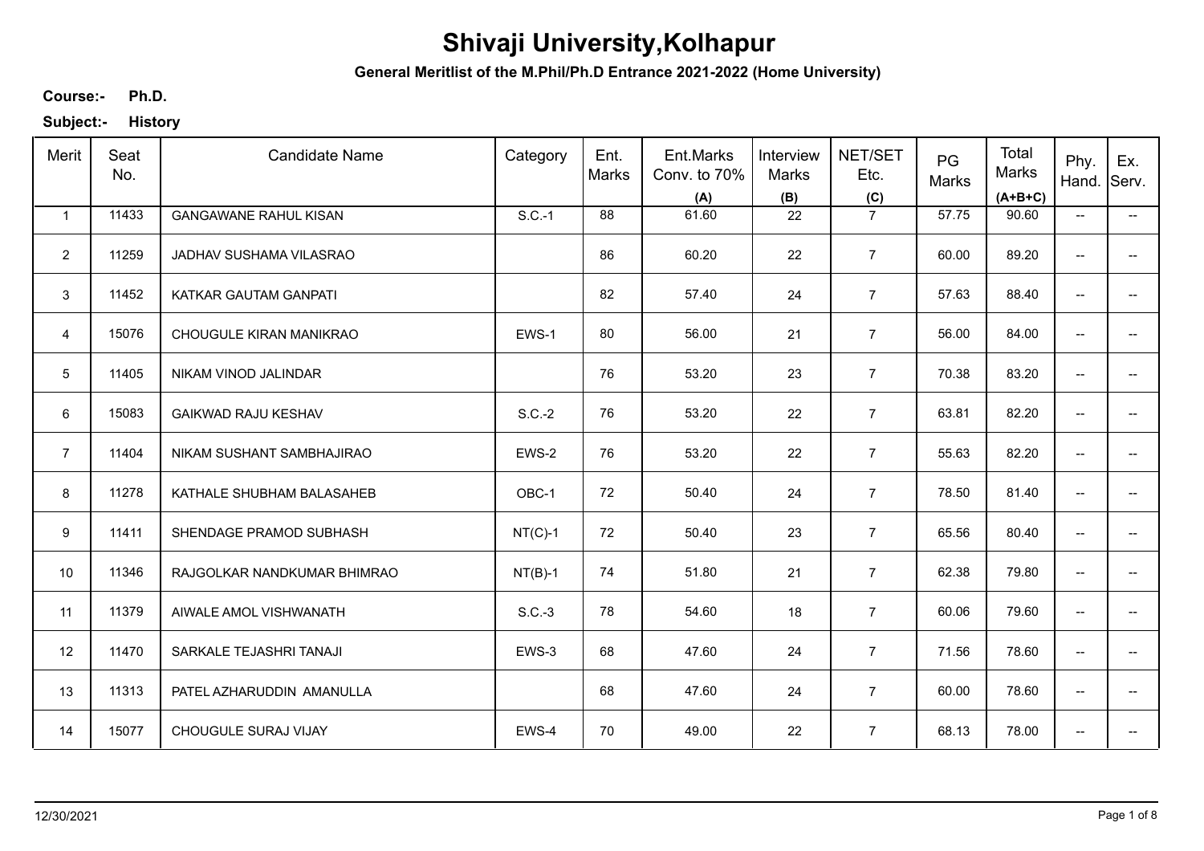# Shivaji University,Kolhapur

**General Meritlist of the M.Phil/Ph.D Entrance 2021-2022 (Home University)**

**Course:-** **Ph.D.**

**Subject:-** **History**

| Merit | Seat No. | Candidate Name | Category | Ent. Marks | Ent.Marks Conv. to 70% (A) | Interview Marks (B) | NET/SET Etc. (C) | PG Marks | Total Marks (A+B+C) | Phy. Hand. | Ex. Serv. |
|---|---|---|---|---|---|---|---|---|---|---|---|
| 1 | 11433 | GANGAWANE RAHUL KISAN | S.C.-1 | 88 | 61.60 | 22 | 7 | 57.75 | 90.60 | -- | -- |
| 2 | 11259 | JADHAV SUSHAMA VILASRAO | | 86 | 60.20 | 22 | 7 | 60.00 | 89.20 | -- | -- |
| 3 | 11452 | KATKAR GAUTAM GANPATI | | 82 | 57.40 | 24 | 7 | 57.63 | 88.40 | -- | -- |
| 4 | 15076 | CHOUGULE KIRAN MANIKRAO | EWS-1 | 80 | 56.00 | 21 | 7 | 56.00 | 84.00 | -- | -- |
| 5 | 11405 | NIKAM VINOD JALINDAR | | 76 | 53.20 | 23 | 7 | 70.38 | 83.20 | -- | -- |
| 6 | 15083 | GAIKWAD RAJU KESHAV | S.C.-2 | 76 | 53.20 | 22 | 7 | 63.81 | 82.20 | -- | -- |
| 7 | 11404 | NIKAM SUSHANT SAMBHAJIRAO | EWS-2 | 76 | 53.20 | 22 | 7 | 55.63 | 82.20 | -- | -- |
| 8 | 11278 | KATHALE SHUBHAM BALASAHEB | OBC-1 | 72 | 50.40 | 24 | 7 | 78.50 | 81.40 | -- | -- |
| 9 | 11411 | SHENDAGE PRAMOD SUBHASH | NT(C)-1 | 72 | 50.40 | 23 | 7 | 65.56 | 80.40 | -- | -- |
| 10 | 11346 | RAJGOLKAR NANDKUMAR BHIMRAO | NT(B)-1 | 74 | 51.80 | 21 | 7 | 62.38 | 79.80 | -- | -- |
| 11 | 11379 | AIWALE AMOL VISHWANATH | S.C.-3 | 78 | 54.60 | 18 | 7 | 60.06 | 79.60 | -- | -- |
| 12 | 11470 | SARKALE TEJASHRI TANAJI | EWS-3 | 68 | 47.60 | 24 | 7 | 71.56 | 78.60 | -- | -- |
| 13 | 11313 | PATEL AZHARUDDIN AMANULLA | | 68 | 47.60 | 24 | 7 | 60.00 | 78.60 | -- | -- |
| 14 | 15077 | CHOUGULE SURAJ VIJAY | EWS-4 | 70 | 49.00 | 22 | 7 | 68.13 | 78.00 | -- | -- |

12/30/2021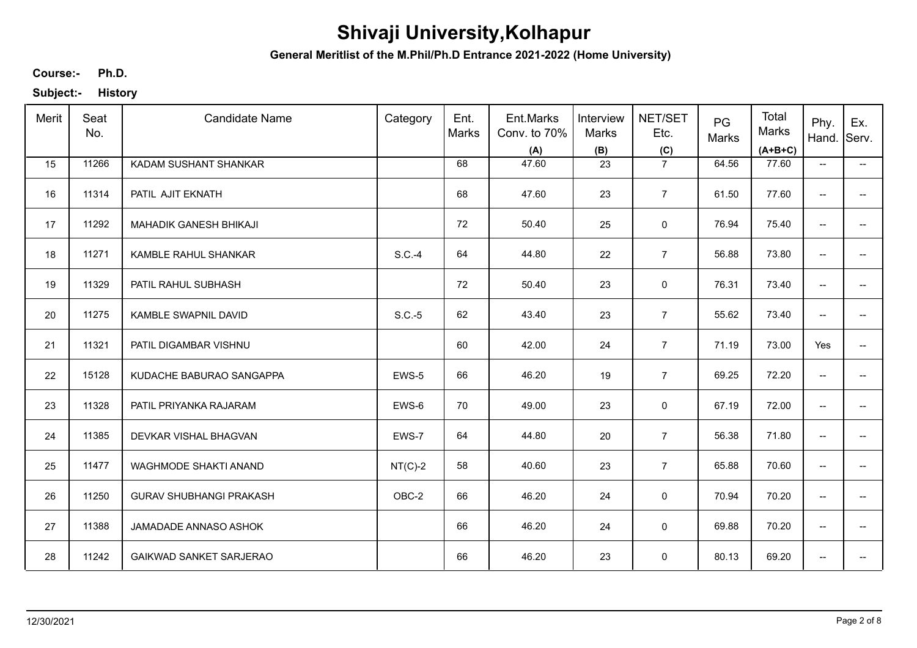# Shivaji University,Kolhapur

**General Meritlist of the M.Phil/Ph.D Entrance 2021-2022 (Home University)**

**Course:-** **Ph.D.**

**Subject:-** **History**

| Merit | Seat No. | Candidate Name | Category | Ent. Marks | Ent.Marks Conv. to 70% (A) | Interview Marks (B) | NET/SET Etc. (C) | PG Marks | Total Marks (A+B+C) | Phy. Hand. | Ex. Serv. |
|---|---|---|---|---|---|---|---|---|---|---|---|
| 15 | 11266 | KADAM SUSHANT SHANKAR | | 68 | 47.60 | 23 | 7 | 64.56 | 77.60 | -- | -- |
| 16 | 11314 | PATIL AJIT EKNATH | | 68 | 47.60 | 23 | 7 | 61.50 | 77.60 | -- | -- |
| 17 | 11292 | MAHADIK GANESH BHIKAJI | | 72 | 50.40 | 25 | 0 | 76.94 | 75.40 | -- | -- |
| 18 | 11271 | KAMBLE RAHUL SHANKAR | S.C.-4 | 64 | 44.80 | 22 | 7 | 56.88 | 73.80 | -- | -- |
| 19 | 11329 | PATIL RAHUL SUBHASH | | 72 | 50.40 | 23 | 0 | 76.31 | 73.40 | -- | -- |
| 20 | 11275 | KAMBLE SWAPNIL DAVID | S.C.-5 | 62 | 43.40 | 23 | 7 | 55.62 | 73.40 | -- | -- |
| 21 | 11321 | PATIL DIGAMBAR VISHNU | | 60 | 42.00 | 24 | 7 | 71.19 | 73.00 | Yes | -- |
| 22 | 15128 | KUDACHE BABURAO SANGAPPA | EWS-5 | 66 | 46.20 | 19 | 7 | 69.25 | 72.20 | -- | -- |
| 23 | 11328 | PATIL PRIYANKA RAJARAM | EWS-6 | 70 | 49.00 | 23 | 0 | 67.19 | 72.00 | -- | -- |
| 24 | 11385 | DEVKAR VISHAL BHAGVAN | EWS-7 | 64 | 44.80 | 20 | 7 | 56.38 | 71.80 | -- | -- |
| 25 | 11477 | WAGHMODE SHAKTI ANAND | NT(C)-2 | 58 | 40.60 | 23 | 7 | 65.88 | 70.60 | -- | -- |
| 26 | 11250 | GURAV SHUBHANGI PRAKASH | OBC-2 | 66 | 46.20 | 24 | 0 | 70.94 | 70.20 | -- | -- |
| 27 | 11388 | JAMADADE ANNASO ASHOK | | 66 | 46.20 | 24 | 0 | 69.88 | 70.20 | -- | -- |
| 28 | 11242 | GAIKWAD SANKET SARJERAO | | 66 | 46.20 | 23 | 0 | 80.13 | 69.20 | -- | -- |

12/30/2021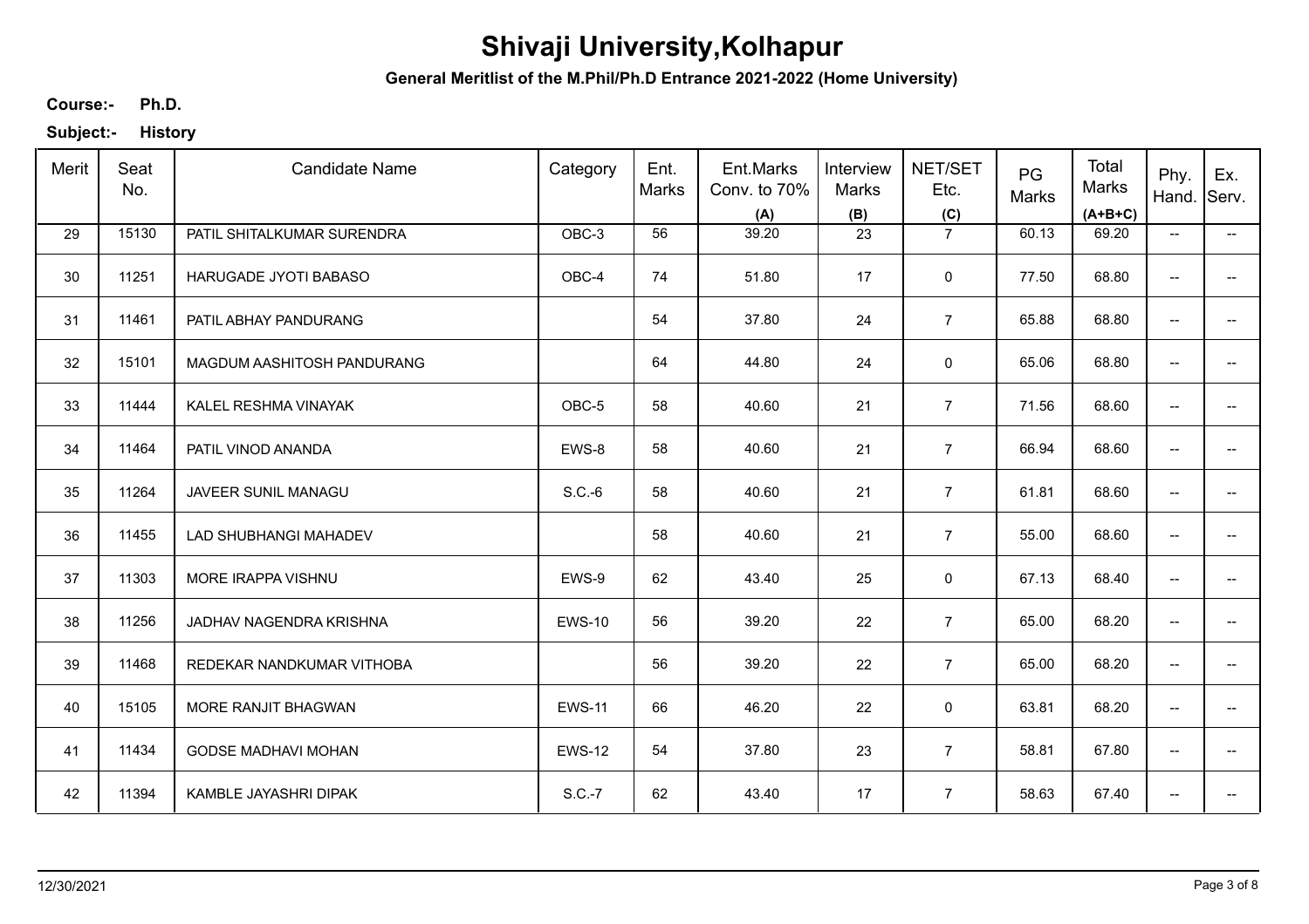# Shivaji University,Kolhapur

**General Meritlist of the M.Phil/Ph.D Entrance 2021-2022 (Home University)**

**Course:-** **Ph.D.**

**Subject:-** **History**

| Merit | Seat No. | Candidate Name | Category | Ent. Marks | Ent.Marks Conv. to 70% (A) | Interview Marks (B) | NET/SET Etc. (C) | PG Marks | Total Marks (A+B+C) | Phy. Hand. | Ex. Serv. |
|---|---|---|---|---|---|---|---|---|---|---|---|
| 29 | 15130 | PATIL SHITALKUMAR SURENDRA | OBC-3 | 56 | 39.20 | 23 | 7 | 60.13 | 69.20 | -- | -- |
| 30 | 11251 | HARUGADE JYOTI BABASO | OBC-4 | 74 | 51.80 | 17 | 0 | 77.50 | 68.80 | -- | -- |
| 31 | 11461 | PATIL ABHAY PANDURANG | | 54 | 37.80 | 24 | 7 | 65.88 | 68.80 | -- | -- |
| 32 | 15101 | MAGDUM AASHITOSH PANDURANG | | 64 | 44.80 | 24 | 0 | 65.06 | 68.80 | -- | -- |
| 33 | 11444 | KALEL RESHMA VINAYAK | OBC-5 | 58 | 40.60 | 21 | 7 | 71.56 | 68.60 | -- | -- |
| 34 | 11464 | PATIL VINOD ANANDA | EWS-8 | 58 | 40.60 | 21 | 7 | 66.94 | 68.60 | -- | -- |
| 35 | 11264 | JAVEER SUNIL MANAGU | S.C.-6 | 58 | 40.60 | 21 | 7 | 61.81 | 68.60 | -- | -- |
| 36 | 11455 | LAD SHUBHANGI MAHADEV | | 58 | 40.60 | 21 | 7 | 55.00 | 68.60 | -- | -- |
| 37 | 11303 | MORE IRAPPA VISHNU | EWS-9 | 62 | 43.40 | 25 | 0 | 67.13 | 68.40 | -- | -- |
| 38 | 11256 | JADHAV NAGENDRA KRISHNA | EWS-10 | 56 | 39.20 | 22 | 7 | 65.00 | 68.20 | -- | -- |
| 39 | 11468 | REDEKAR NANDKUMAR VITHOBA | | 56 | 39.20 | 22 | 7 | 65.00 | 68.20 | -- | -- |
| 40 | 15105 | MORE RANJIT BHAGWAN | EWS-11 | 66 | 46.20 | 22 | 0 | 63.81 | 68.20 | -- | -- |
| 41 | 11434 | GODSE MADHAVI MOHAN | EWS-12 | 54 | 37.80 | 23 | 7 | 58.81 | 67.80 | -- | -- |
| 42 | 11394 | KAMBLE JAYASHRI DIPAK | S.C.-7 | 62 | 43.40 | 17 | 7 | 58.63 | 67.40 | -- | -- |

12/30/2021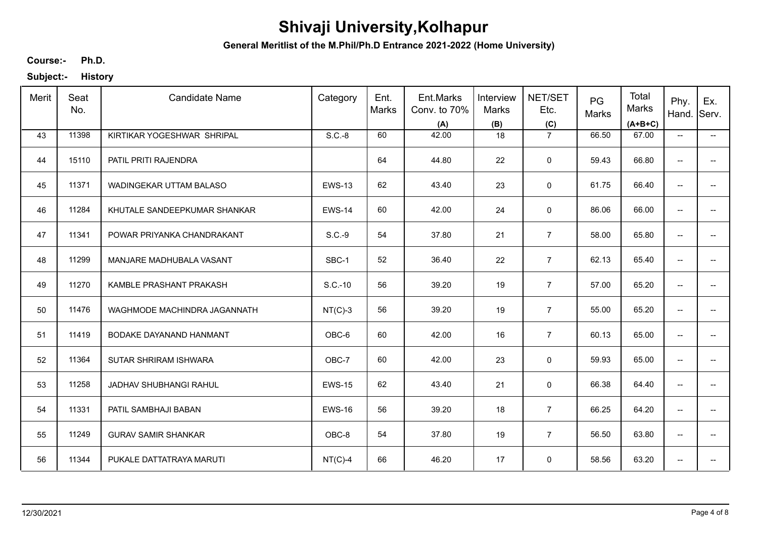# Shivaji University,Kolhapur

**General Meritlist of the M.Phil/Ph.D Entrance 2021-2022 (Home University)**

**Course:-** **Ph.D.**

**Subject:-** **History**

| Merit | Seat No. | Candidate Name | Category | Ent. Marks | Ent.Marks Conv. to 70% (A) | Interview Marks (B) | NET/SET Etc. (C) | PG Marks | Total Marks (A+B+C) | Phy. Hand. | Ex. Serv. |
|---|---|---|---|---|---|---|---|---|---|---|---|
| 43 | 11398 | KIRTIKAR YOGESHWAR SHRIPAL | S.C.-8 | 60 | 42.00 | 18 | 7 | 66.50 | 67.00 | -- | -- |
| 44 | 15110 | PATIL PRITI RAJENDRA | | 64 | 44.80 | 22 | 0 | 59.43 | 66.80 | -- | -- |
| 45 | 11371 | WADINGEKAR UTTAM BALASO | EWS-13 | 62 | 43.40 | 23 | 0 | 61.75 | 66.40 | -- | -- |
| 46 | 11284 | KHUTALE SANDEEPKUMAR SHANKAR | EWS-14 | 60 | 42.00 | 24 | 0 | 86.06 | 66.00 | -- | -- |
| 47 | 11341 | POWAR PRIYANKA CHANDRAKANT | S.C.-9 | 54 | 37.80 | 21 | 7 | 58.00 | 65.80 | -- | -- |
| 48 | 11299 | MANJARE MADHUBALA VASANT | SBC-1 | 52 | 36.40 | 22 | 7 | 62.13 | 65.40 | -- | -- |
| 49 | 11270 | KAMBLE PRASHANT PRAKASH | S.C.-10 | 56 | 39.20 | 19 | 7 | 57.00 | 65.20 | -- | -- |
| 50 | 11476 | WAGHMODE MACHINDRA JAGANNATH | NT(C)-3 | 56 | 39.20 | 19 | 7 | 55.00 | 65.20 | -- | -- |
| 51 | 11419 | BODAKE DAYANAND HANMANT | OBC-6 | 60 | 42.00 | 16 | 7 | 60.13 | 65.00 | -- | -- |
| 52 | 11364 | SUTAR SHRIRAM ISHWARA | OBC-7 | 60 | 42.00 | 23 | 0 | 59.93 | 65.00 | -- | -- |
| 53 | 11258 | JADHAV SHUBHANGI RAHUL | EWS-15 | 62 | 43.40 | 21 | 0 | 66.38 | 64.40 | -- | -- |
| 54 | 11331 | PATIL SAMBHAJI BABAN | EWS-16 | 56 | 39.20 | 18 | 7 | 66.25 | 64.20 | -- | -- |
| 55 | 11249 | GURAV SAMIR SHANKAR | OBC-8 | 54 | 37.80 | 19 | 7 | 56.50 | 63.80 | -- | -- |
| 56 | 11344 | PUKALE DATTATRAYA MARUTI | NT(C)-4 | 66 | 46.20 | 17 | 0 | 58.56 | 63.20 | -- | -- |

12/30/2021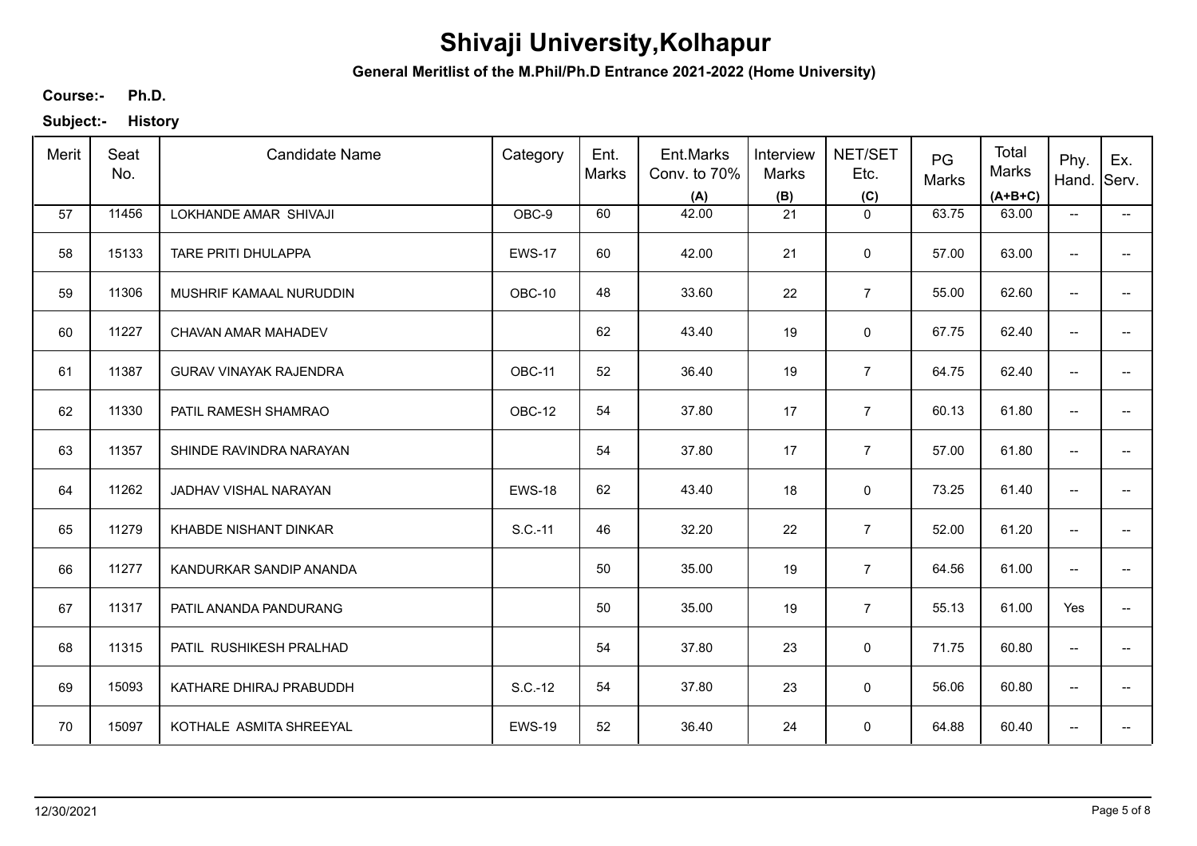# Shivaji University,Kolhapur

**General Meritlist of the M.Phil/Ph.D Entrance 2021-2022 (Home University)**

**Course:-** **Ph.D.**

**Subject:-** **History**

| Merit | Seat No. | Candidate Name | Category | Ent. Marks | Ent.Marks Conv. to 70% (A) | Interview Marks (B) | NET/SET Etc. (C) | PG Marks | Total Marks (A+B+C) | Phy. Hand. | Ex. Serv. |
|---|---|---|---|---|---|---|---|---|---|---|---|
| 57 | 11456 | LOKHANDE AMAR SHIVAJI | OBC-9 | 60 | 42.00 | 21 | 0 | 63.75 | 63.00 | -- | -- |
| 58 | 15133 | TARE PRITI DHULAPPA | EWS-17 | 60 | 42.00 | 21 | 0 | 57.00 | 63.00 | -- | -- |
| 59 | 11306 | MUSHRIF KAMAAL NURUDDIN | OBC-10 | 48 | 33.60 | 22 | 7 | 55.00 | 62.60 | -- | -- |
| 60 | 11227 | CHAVAN AMAR MAHADEV | | 62 | 43.40 | 19 | 0 | 67.75 | 62.40 | -- | -- |
| 61 | 11387 | GURAV VINAYAK RAJENDRA | OBC-11 | 52 | 36.40 | 19 | 7 | 64.75 | 62.40 | -- | -- |
| 62 | 11330 | PATIL RAMESH SHAMRAO | OBC-12 | 54 | 37.80 | 17 | 7 | 60.13 | 61.80 | -- | -- |
| 63 | 11357 | SHINDE RAVINDRA NARAYAN | | 54 | 37.80 | 17 | 7 | 57.00 | 61.80 | -- | -- |
| 64 | 11262 | JADHAV VISHAL NARAYAN | EWS-18 | 62 | 43.40 | 18 | 0 | 73.25 | 61.40 | -- | -- |
| 65 | 11279 | KHABDE NISHANT DINKAR | S.C.-11 | 46 | 32.20 | 22 | 7 | 52.00 | 61.20 | -- | -- |
| 66 | 11277 | KANDURKAR SANDIP ANANDA | | 50 | 35.00 | 19 | 7 | 64.56 | 61.00 | -- | -- |
| 67 | 11317 | PATIL ANANDA PANDURANG | | 50 | 35.00 | 19 | 7 | 55.13 | 61.00 | Yes | -- |
| 68 | 11315 | PATIL RUSHIKESH PRALHAD | | 54 | 37.80 | 23 | 0 | 71.75 | 60.80 | -- | -- |
| 69 | 15093 | KATHARE DHIRAJ PRABUDDH | S.C.-12 | 54 | 37.80 | 23 | 0 | 56.06 | 60.80 | -- | -- |
| 70 | 15097 | KOTHALE ASMITA SHREEYAL | EWS-19 | 52 | 36.40 | 24 | 0 | 64.88 | 60.40 | -- | -- |

12/30/2021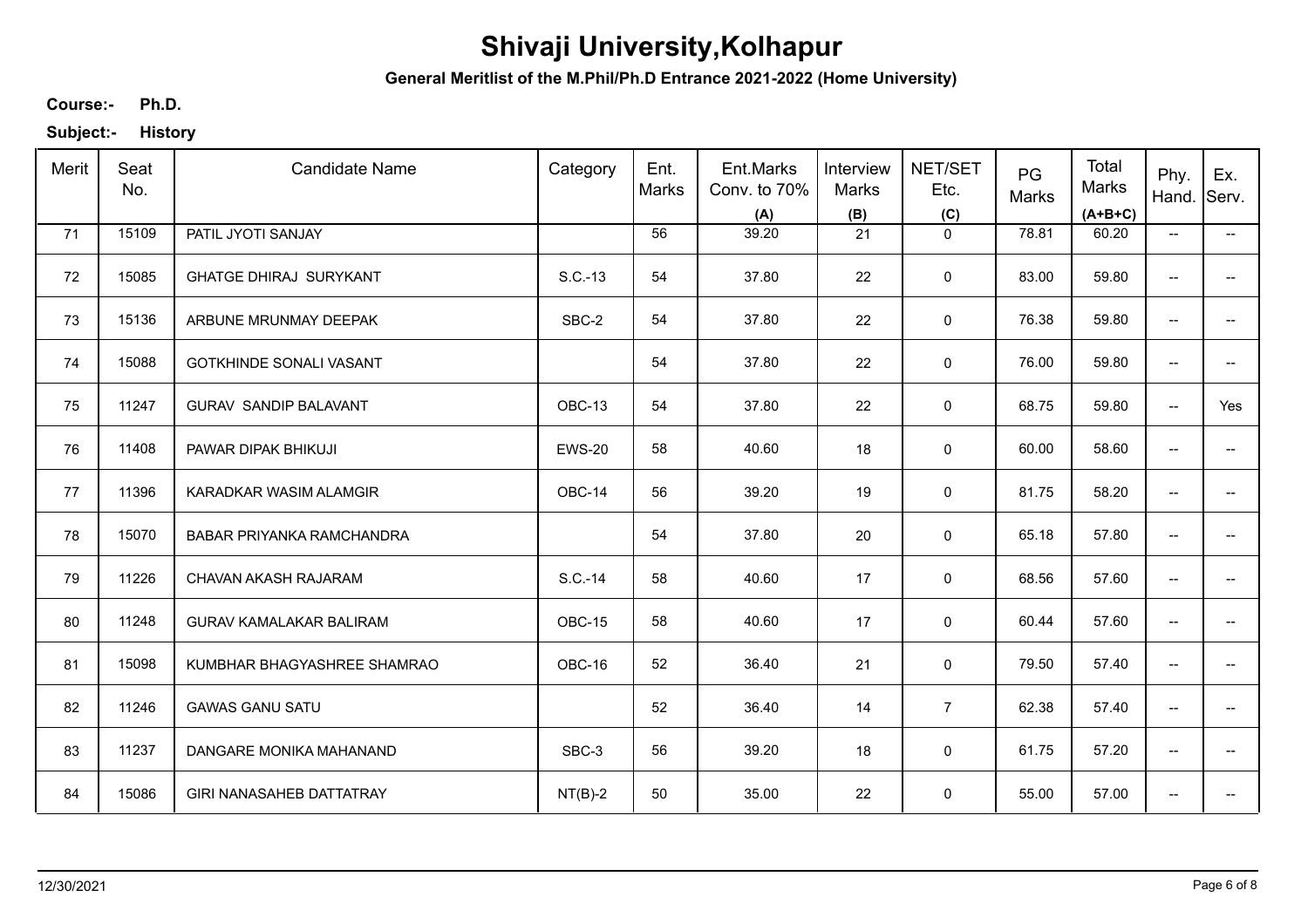# Shivaji University,Kolhapur

**General Meritlist of the M.Phil/Ph.D Entrance 2021-2022 (Home University)**

**Course:-** **Ph.D.**

**Subject:-** **History**

| Merit | Seat No. | Candidate Name | Category | Ent. Marks | Ent.Marks Conv. to 70% (A) | Interview Marks (B) | NET/SET Etc. (C) | PG Marks | Total Marks (A+B+C) | Phy. Hand. | Ex. Serv. |
|---|---|---|---|---|---|---|---|---|---|---|---|
| 71 | 15109 | PATIL JYOTI SANJAY | | 56 | 39.20 | 21 | 0 | 78.81 | 60.20 | -- | -- |
| 72 | 15085 | GHATGE DHIRAJ SURYKANT | S.C.-13 | 54 | 37.80 | 22 | 0 | 83.00 | 59.80 | -- | -- |
| 73 | 15136 | ARBUNE MRUNMAY DEEPAK | SBC-2 | 54 | 37.80 | 22 | 0 | 76.38 | 59.80 | -- | -- |
| 74 | 15088 | GOTKHINDE SONALI VASANT | | 54 | 37.80 | 22 | 0 | 76.00 | 59.80 | -- | -- |
| 75 | 11247 | GURAV SANDIP BALAVANT | OBC-13 | 54 | 37.80 | 22 | 0 | 68.75 | 59.80 | -- | Yes |
| 76 | 11408 | PAWAR DIPAK BHIKUJI | EWS-20 | 58 | 40.60 | 18 | 0 | 60.00 | 58.60 | -- | -- |
| 77 | 11396 | KARADKAR WASIM ALAMGIR | OBC-14 | 56 | 39.20 | 19 | 0 | 81.75 | 58.20 | -- | -- |
| 78 | 15070 | BABAR PRIYANKA RAMCHANDRA | | 54 | 37.80 | 20 | 0 | 65.18 | 57.80 | -- | -- |
| 79 | 11226 | CHAVAN AKASH RAJARAM | S.C.-14 | 58 | 40.60 | 17 | 0 | 68.56 | 57.60 | -- | -- |
| 80 | 11248 | GURAV KAMALAKAR BALIRAM | OBC-15 | 58 | 40.60 | 17 | 0 | 60.44 | 57.60 | -- | -- |
| 81 | 15098 | KUMBHAR BHAGYASHREE SHAMRAO | OBC-16 | 52 | 36.40 | 21 | 0 | 79.50 | 57.40 | -- | -- |
| 82 | 11246 | GAWAS GANU SATU | | 52 | 36.40 | 14 | 7 | 62.38 | 57.40 | -- | -- |
| 83 | 11237 | DANGARE MONIKA MAHANAND | SBC-3 | 56 | 39.20 | 18 | 0 | 61.75 | 57.20 | -- | -- |
| 84 | 15086 | GIRI NANASAHEB DATTATRAY | NT(B)-2 | 50 | 35.00 | 22 | 0 | 55.00 | 57.00 | -- | -- |

12/30/2021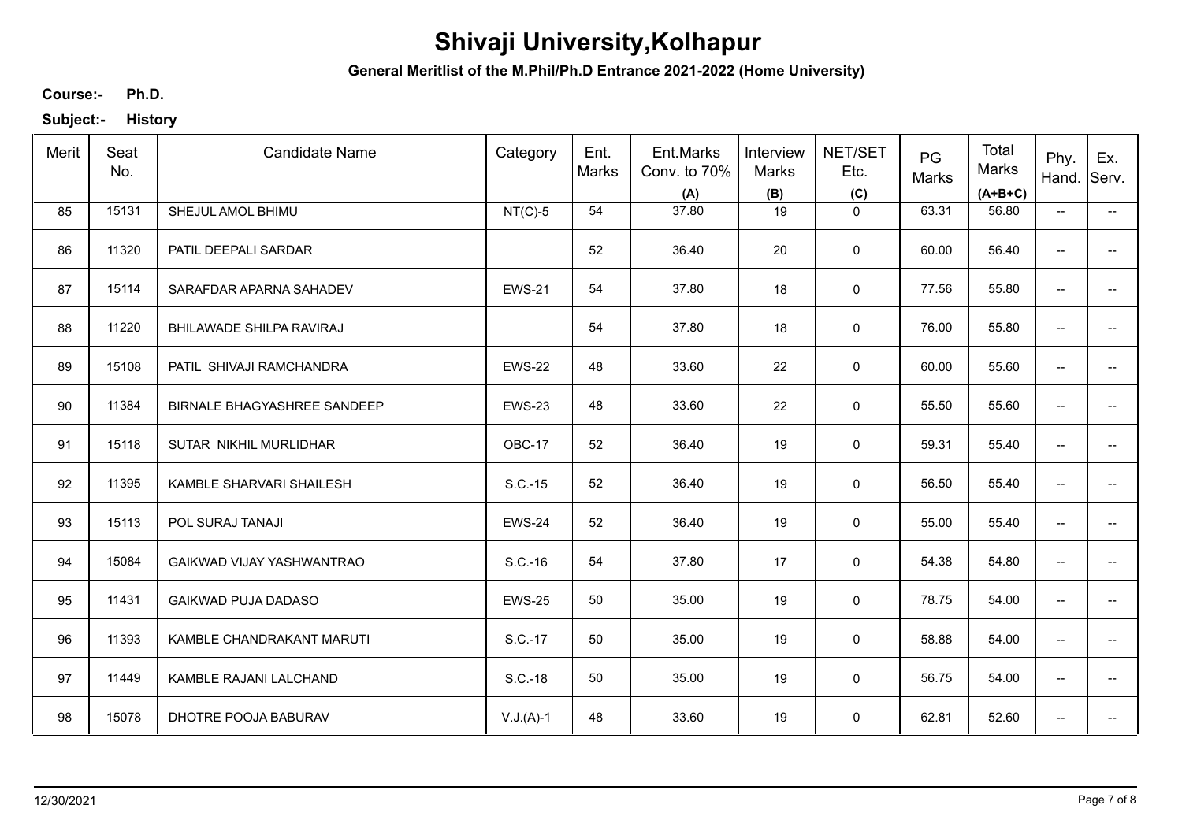# Shivaji University,Kolhapur

**General Meritlist of the M.Phil/Ph.D Entrance 2021-2022 (Home University)**

**Course:-** **Ph.D.**

**Subject:-** **History**

| Merit | Seat No. | Candidate Name | Category | Ent. Marks | Ent.Marks Conv. to 70% (A) | Interview Marks (B) | NET/SET Etc. (C) | PG Marks | Total Marks (A+B+C) | Phy. Hand. | Ex. Serv. |
|---|---|---|---|---|---|---|---|---|---|---|---|
| 85 | 15131 | SHEJUL AMOL BHIMU | NT(C)-5 | 54 | 37.80 | 19 | 0 | 63.31 | 56.80 | -- | -- |
| 86 | 11320 | PATIL DEEPALI SARDAR | | 52 | 36.40 | 20 | 0 | 60.00 | 56.40 | -- | -- |
| 87 | 15114 | SARAFDAR APARNA SAHADEV | EWS-21 | 54 | 37.80 | 18 | 0 | 77.56 | 55.80 | -- | -- |
| 88 | 11220 | BHILAWADE SHILPA RAVIRAJ | | 54 | 37.80 | 18 | 0 | 76.00 | 55.80 | -- | -- |
| 89 | 15108 | PATIL SHIVAJI RAMCHANDRA | EWS-22 | 48 | 33.60 | 22 | 0 | 60.00 | 55.60 | -- | -- |
| 90 | 11384 | BIRNALE BHAGYASHREE SANDEEP | EWS-23 | 48 | 33.60 | 22 | 0 | 55.50 | 55.60 | -- | -- |
| 91 | 15118 | SUTAR NIKHIL MURLIDHAR | OBC-17 | 52 | 36.40 | 19 | 0 | 59.31 | 55.40 | -- | -- |
| 92 | 11395 | KAMBLE SHARVARI SHAILESH | S.C.-15 | 52 | 36.40 | 19 | 0 | 56.50 | 55.40 | -- | -- |
| 93 | 15113 | POL SURAJ TANAJI | EWS-24 | 52 | 36.40 | 19 | 0 | 55.00 | 55.40 | -- | -- |
| 94 | 15084 | GAIKWAD VIJAY YASHWANTRAO | S.C.-16 | 54 | 37.80 | 17 | 0 | 54.38 | 54.80 | -- | -- |
| 95 | 11431 | GAIKWAD PUJA DADASO | EWS-25 | 50 | 35.00 | 19 | 0 | 78.75 | 54.00 | -- | -- |
| 96 | 11393 | KAMBLE CHANDRAKANT MARUTI | S.C.-17 | 50 | 35.00 | 19 | 0 | 58.88 | 54.00 | -- | -- |
| 97 | 11449 | KAMBLE RAJANI LALCHAND | S.C.-18 | 50 | 35.00 | 19 | 0 | 56.75 | 54.00 | -- | -- |
| 98 | 15078 | DHOTRE POOJA BABURAV | V.J.(A)-1 | 48 | 33.60 | 19 | 0 | 62.81 | 52.60 | -- | -- |

12/30/2021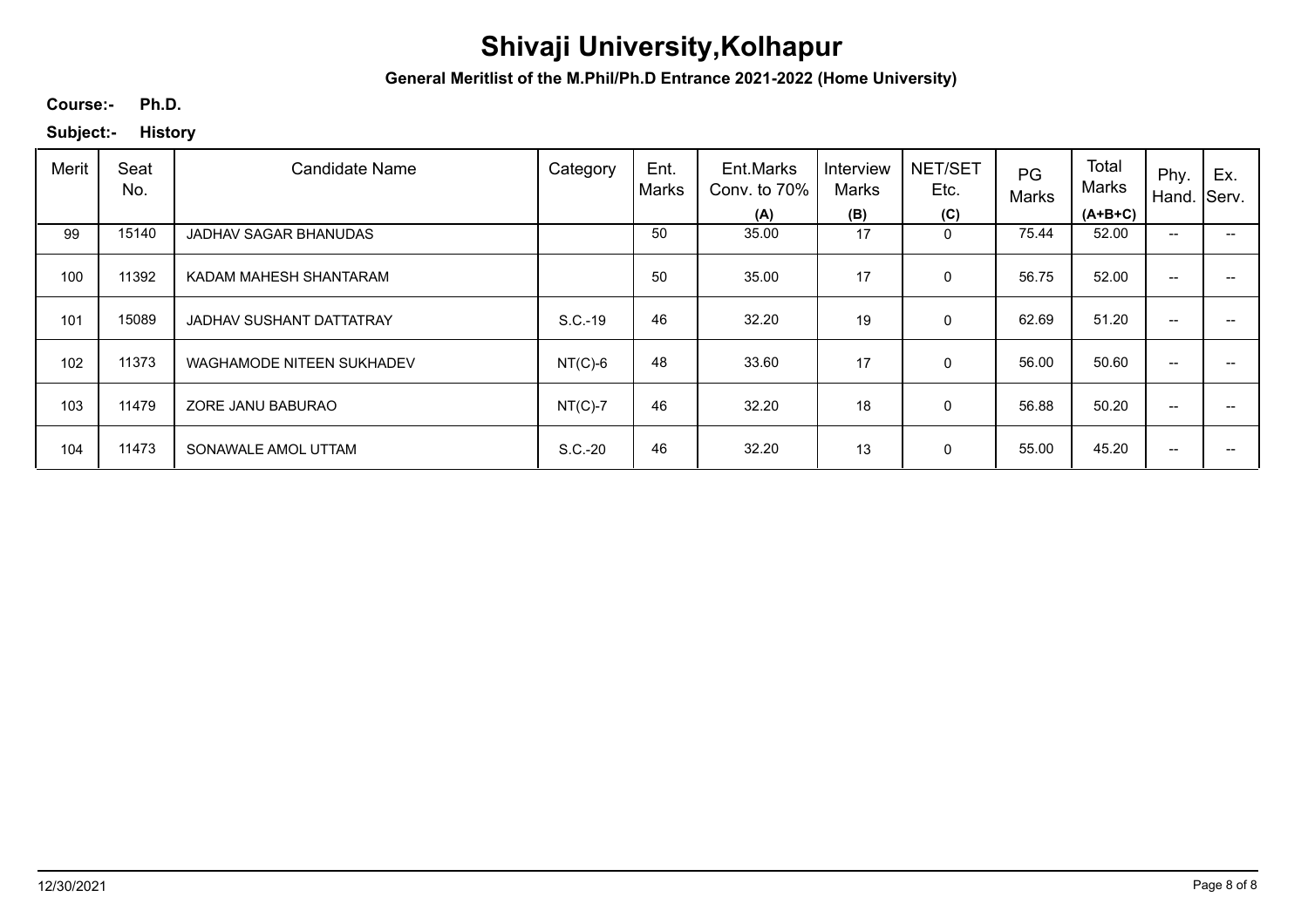# Shivaji University,Kolhapur

**General Meritlist of the M.Phil/Ph.D Entrance 2021-2022 (Home University)**

**Course:-** **Ph.D.**

**Subject:-** **History**

| Merit | Seat No. | Candidate Name | Category | Ent. Marks | Ent.Marks Conv. to 70% (A) | Interview Marks (B) | NET/SET Etc. (C) | PG Marks | Total Marks (A+B+C) | Phy. Hand. | Ex. Serv. |
|---|---|---|---|---|---|---|---|---|---|---|---|
| 99 | 15140 | JADHAV SAGAR BHANUDAS | | 50 | 35.00 | 17 | 0 | 75.44 | 52.00 | -- | -- |
| 100 | 11392 | KADAM MAHESH SHANTARAM | | 50 | 35.00 | 17 | 0 | 56.75 | 52.00 | -- | -- |
| 101 | 15089 | JADHAV SUSHANT DATTATRAY | S.C.-19 | 46 | 32.20 | 19 | 0 | 62.69 | 51.20 | -- | -- |
| 102 | 11373 | WAGHAMODE NITEEN SUKHADEV | NT(C)-6 | 48 | 33.60 | 17 | 0 | 56.00 | 50.60 | -- | -- |
| 103 | 11479 | ZORE JANU BABURAO | NT(C)-7 | 46 | 32.20 | 18 | 0 | 56.88 | 50.20 | -- | -- |
| 104 | 11473 | SONAWALE AMOL UTTAM | S.C.-20 | 46 | 32.20 | 13 | 0 | 55.00 | 45.20 | -- | -- |

12/30/2021